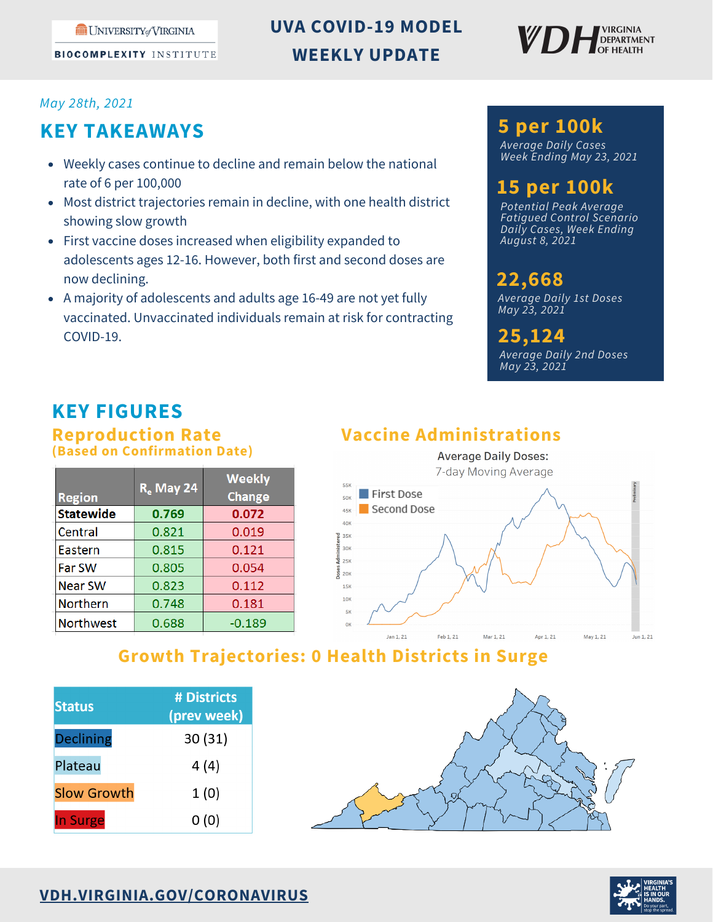# UVA COVID-19 MODEL WEEKLY UPDATE

University of Virginia Biocomplexity Institute | VDH Virginia Department of Health

*May 28th, 2021*

## KEY TAKEAWAYS

- Weekly cases continue to decline and remain below the national rate of 6 per 100,000
- Most district trajectories remain in decline, with one health district showing slow growth
- First vaccine doses increased when eligibility expanded to adolescents ages 12-16. However, both first and second doses are now declining.
- A majority of adolescents and adults age 16-49 are not yet fully vaccinated. Unvaccinated individuals remain at risk for contracting COVID-19.

**5 per 100k**
*Average Daily Cases Week Ending May 23, 2021*

**15 per 100k**
*Potential Peak Average Fatigued Control Scenario Daily Cases, Week Ending August 8, 2021*

**22,668**
*Average Daily 1st Doses May 23, 2021*

**25,124**
*Average Daily 2nd Doses May 23, 2021*

## KEY FIGURES

### Reproduction Rate (Based on Confirmation Date)

| Region | $R_e$ May 24 | Weekly Change |
|---|---|---|
| **Statewide** | **0.769** | **0.072** |
| Central | 0.821 | 0.019 |
| Eastern | 0.815 | 0.121 |
| Far SW | 0.805 | 0.054 |
| Near SW | 0.823 | 0.112 |
| Northern | 0.748 | 0.181 |
| Northwest | 0.688 | -0.189 |

### Vaccine Administrations

Average Daily Doses: 7-day Moving Average

### Growth Trajectories: 0 Health Districts in Surge

| Status | # Districts (prev week) |
|---|---|
| Declining | 30 (31) |
| Plateau | 4 (4) |
| Slow Growth | 1 (0) |
| In Surge | 0 (0) |

VDH.VIRGINIA.GOV/CORONAVIRUS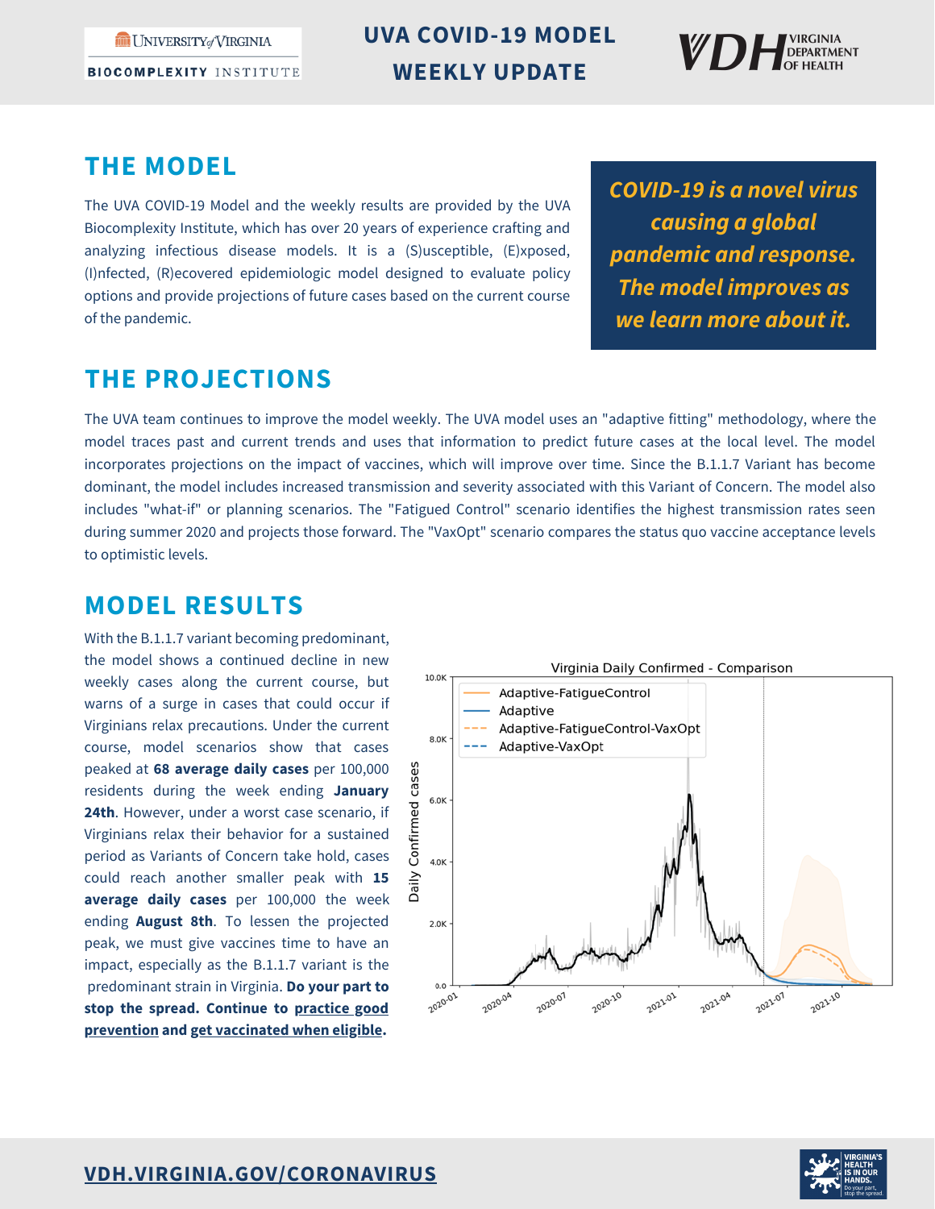# UVA COVID-19 MODEL WEEKLY UPDATE

## THE MODEL

The UVA COVID-19 Model and the weekly results are provided by the UVA Biocomplexity Institute, which has over 20 years of experience crafting and analyzing infectious disease models. It is a (S)usceptible, (E)xposed, (I)nfected, (R)ecovered epidemiologic model designed to evaluate policy options and provide projections of future cases based on the current course of the pandemic.

***COVID-19 is a novel virus causing a global pandemic and response. The model improves as we learn more about it.***

## THE PROJECTIONS

The UVA team continues to improve the model weekly. The UVA model uses an "adaptive fitting" methodology, where the model traces past and current trends and uses that information to predict future cases at the local level. The model incorporates projections on the impact of vaccines, which will improve over time. Since the B.1.1.7 Variant has become dominant, the model includes increased transmission and severity associated with this Variant of Concern. The model also includes "what-if" or planning scenarios. The "Fatigued Control" scenario identifies the highest transmission rates seen during summer 2020 and projects those forward. The "VaxOpt" scenario compares the status quo vaccine acceptance levels to optimistic levels.

## MODEL RESULTS

With the B.1.1.7 variant becoming predominant, the model shows a continued decline in new weekly cases along the current course, but warns of a surge in cases that could occur if Virginians relax precautions. Under the current course, model scenarios show that cases peaked at **68 average daily cases** per 100,000 residents during the week ending **January 24th**. However, under a worst case scenario, if Virginians relax their behavior for a sustained period as Variants of Concern take hold, cases could reach another smaller peak with **15 average daily cases** per 100,000 the week ending **August 8th**. To lessen the projected peak, we must give vaccines time to have an impact, especially as the B.1.1.7 variant is the predominant strain in Virginia. **Do your part to stop the spread. Continue to practice good prevention and get vaccinated when eligible.**

Virginia Daily Confirmed - Comparison

VDH.VIRGINIA.GOV/CORONAVIRUS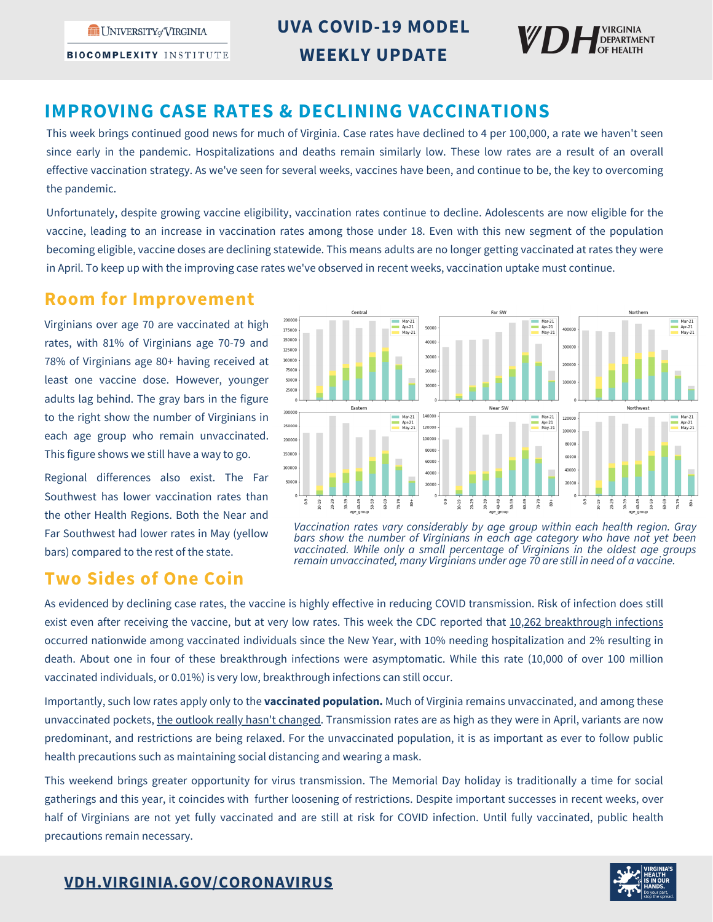## IMPROVING CASE RATES & DECLINING VACCINATIONS

This week brings continued good news for much of Virginia. Case rates have declined to 4 per 100,000, a rate we haven't seen since early in the pandemic. Hospitalizations and deaths remain similarly low. These low rates are a result of an overall effective vaccination strategy. As we've seen for several weeks, vaccines have been, and continue to be, the key to overcoming the pandemic.

Unfortunately, despite growing vaccine eligibility, vaccination rates continue to decline. Adolescents are now eligible for the vaccine, leading to an increase in vaccination rates among those under 18. Even with this new segment of the population becoming eligible, vaccine doses are declining statewide. This means adults are no longer getting vaccinated at rates they were in April. To keep up with the improving case rates we've observed in recent weeks, vaccination uptake must continue.

### Room for Improvement

Virginians over age 70 are vaccinated at high rates, with 81% of Virginians age 70-79 and 78% of Virginians age 80+ having received at least one vaccine dose. However, younger adults lag behind. The gray bars in the figure to the right show the number of Virginians in each age group who remain unvaccinated. This figure shows we still have a way to go.

Regional differences also exist. The Far Southwest has lower vaccination rates than the other Health Regions. Both the Near and Far Southwest had lower rates in May (yellow bars) compared to the rest of the state.

Central

Far SW

Northern

Eastern

Near SW

Northwest

Mar-21
Apr-21
May-21

0-9 10-19 20-29 30-39 40-49 50-59 60-69 70-79 80+

age_group

*Vaccination rates vary considerably by age group within each health region. Gray bars show the number of Virginians in each age category who have not yet been vaccinated. While only a small percentage of Virginians in the oldest age groups remain unvaccinated, many Virginians under age 70 are still in need of a vaccine.*

### Two Sides of One Coin

As evidenced by declining case rates, the vaccine is highly effective in reducing COVID transmission. Risk of infection does still exist even after receiving the vaccine, but at very low rates. This week the CDC reported that 10,262 breakthrough infections occurred nationwide among vaccinated individuals since the New Year, with 10% needing hospitalization and 2% resulting in death. About one in four of these breakthrough infections were asymptomatic. While this rate (10,000 of over 100 million vaccinated individuals, or 0.01%) is very low, breakthrough infections can still occur.

Importantly, such low rates apply only to the **vaccinated population.** Much of Virginia remains unvaccinated, and among these unvaccinated pockets, the outlook really hasn't changed. Transmission rates are as high as they were in April, variants are now predominant, and restrictions are being relaxed. For the unvaccinated population, it is as important as ever to follow public health precautions such as maintaining social distancing and wearing a mask.

This weekend brings greater opportunity for virus transmission. The Memorial Day holiday is traditionally a time for social gatherings and this year, it coincides with further loosening of restrictions. Despite important successes in recent weeks, over half of Virginians are not yet fully vaccinated and are still at risk for COVID infection. Until fully vaccinated, public health precautions remain necessary.